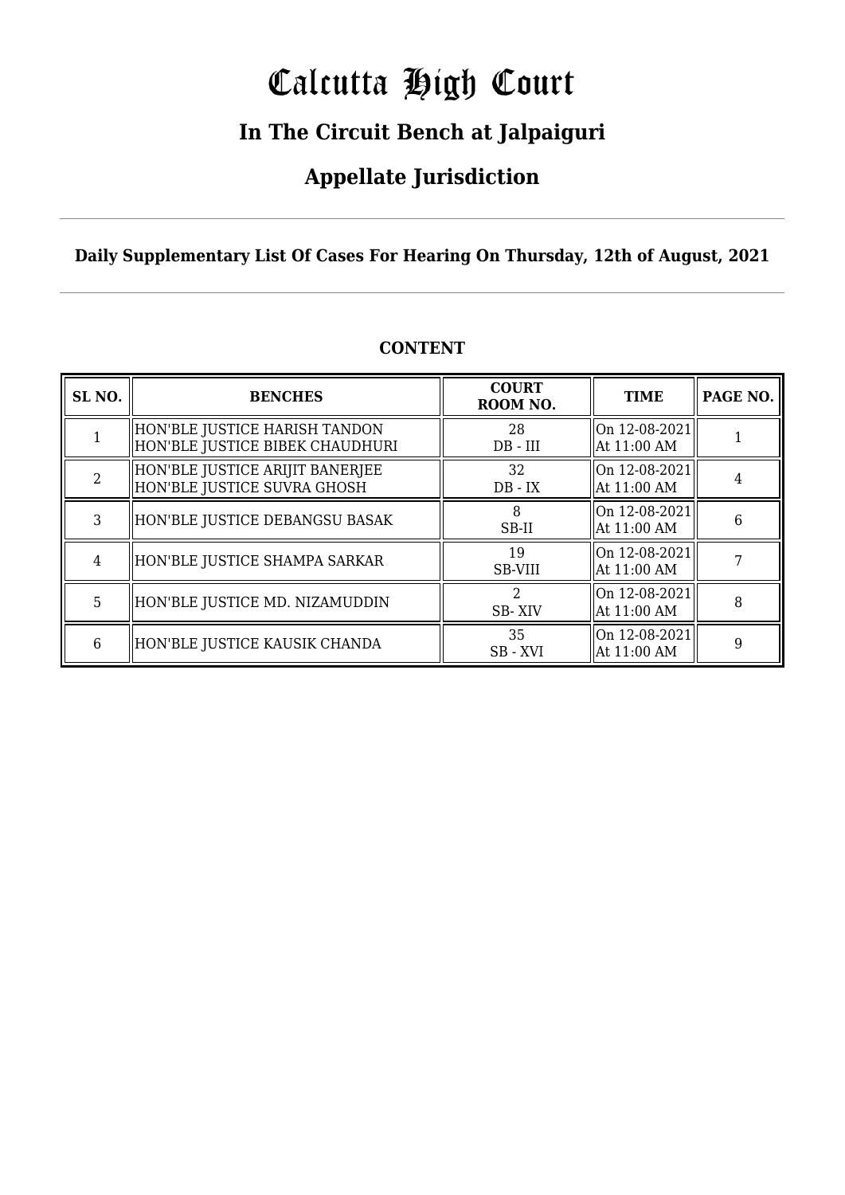# Calcutta High Court

## In The Circuit Bench at Jalpaiguri

## Appellate Jurisdiction

**Daily Supplementary List Of Cases For Hearing On Thursday, 12th of August, 2021**

**CONTENT**

| SL NO. | BENCHES | COURT ROOM NO. | TIME | PAGE NO. |
|---|---|---|---|---|
| 1 | HON'BLE JUSTICE HARISH TANDON<br>HON'BLE JUSTICE BIBEK CHAUDHURI | 28<br>DB - III | On 12-08-2021<br>At 11:00 AM | 1 |
| 2 | HON'BLE JUSTICE ARIJIT BANERJEE<br>HON'BLE JUSTICE SUVRA GHOSH | 32<br>DB - IX | On 12-08-2021<br>At 11:00 AM | 4 |
| 3 | HON'BLE JUSTICE DEBANGSU BASAK | 8<br>SB-II | On 12-08-2021<br>At 11:00 AM | 6 |
| 4 | HON'BLE JUSTICE SHAMPA SARKAR | 19<br>SB-VIII | On 12-08-2021<br>At 11:00 AM | 7 |
| 5 | HON'BLE JUSTICE MD. NIZAMUDDIN | 2<br>SB- XIV | On 12-08-2021<br>At 11:00 AM | 8 |
| 6 | HON'BLE JUSTICE KAUSIK CHANDA | 35<br>SB - XVI | On 12-08-2021<br>At 11:00 AM | 9 |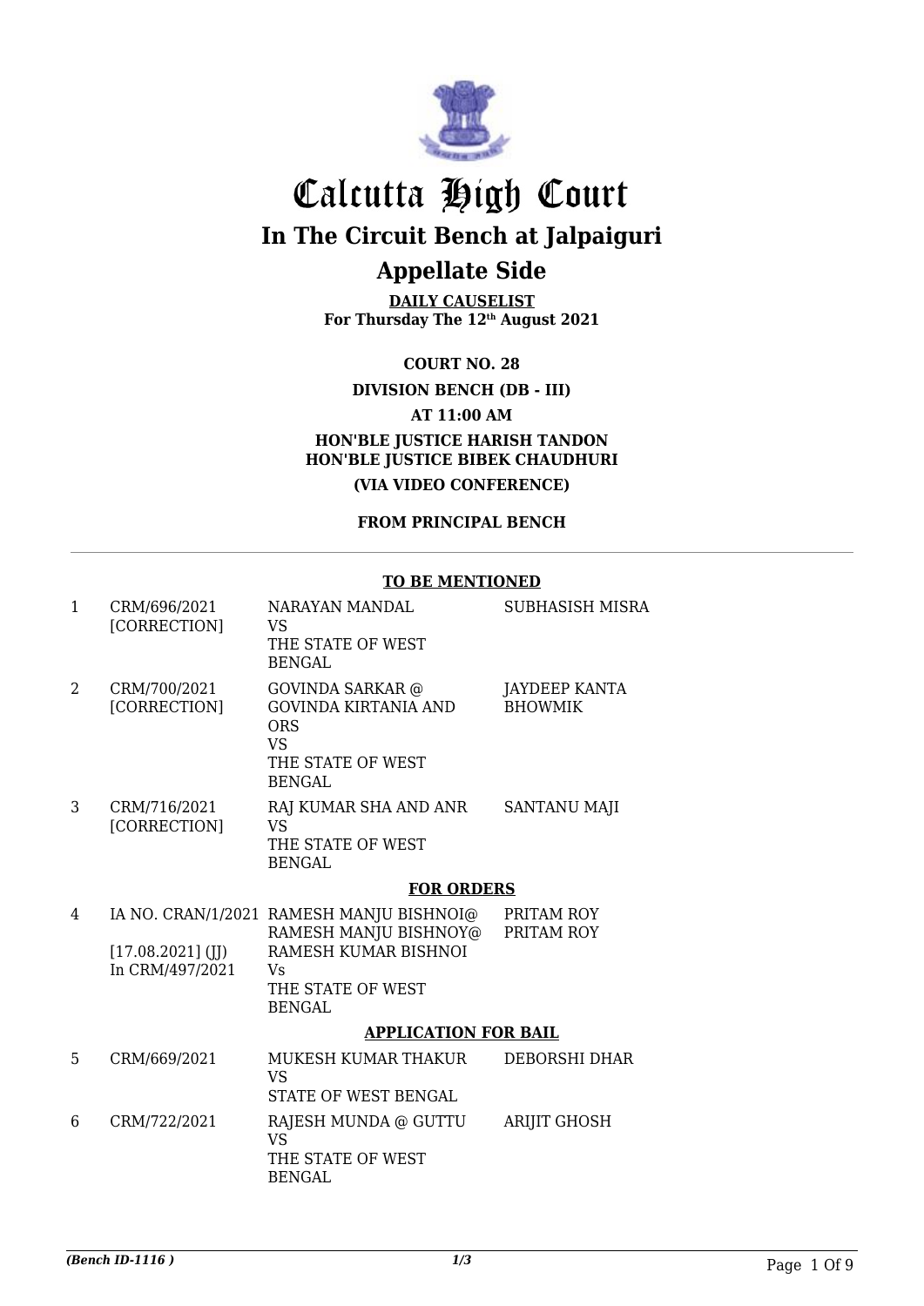# Calcutta High Court

## In The Circuit Bench at Jalpaiguri

## Appellate Side

**DAILY CAUSELIST**
**For Thursday The 12th August 2021**

**COURT NO. 28**

**DIVISION BENCH (DB - III)**

**AT 11:00 AM**

**HON'BLE JUSTICE HARISH TANDON**
**HON'BLE JUSTICE BIBEK CHAUDHURI**

**(VIA VIDEO CONFERENCE)**

**FROM PRINCIPAL BENCH**

---

**TO BE MENTIONED**

| | | | |
|---|---|---|---|
| 1 | CRM/696/2021 [CORRECTION] | NARAYAN MANDAL VS THE STATE OF WEST BENGAL | SUBHASISH MISRA |
| 2 | CRM/700/2021 [CORRECTION] | GOVINDA SARKAR @ GOVINDA KIRTANIA AND ORS VS THE STATE OF WEST BENGAL | JAYDEEP KANTA BHOWMIK |
| 3 | CRM/716/2021 [CORRECTION] | RAJ KUMAR SHA AND ANR VS THE STATE OF WEST BENGAL | SANTANU MAJI |

**FOR ORDERS**

| | | | |
|---|---|---|---|
| 4 | IA NO. CRAN/1/2021 [17.08.2021] (JJ) In CRM/497/2021 | RAMESH MANJU BISHNOI@ RAMESH MANJU BISHNOY@ RAMESH KUMAR BISHNOI Vs THE STATE OF WEST BENGAL | PRITAM ROY PRITAM ROY |

**APPLICATION FOR BAIL**

| | | | |
|---|---|---|---|
| 5 | CRM/669/2021 | MUKESH KUMAR THAKUR VS STATE OF WEST BENGAL | DEBORSHI DHAR |
| 6 | CRM/722/2021 | RAJESH MUNDA @ GUTTU VS THE STATE OF WEST BENGAL | ARIJIT GHOSH |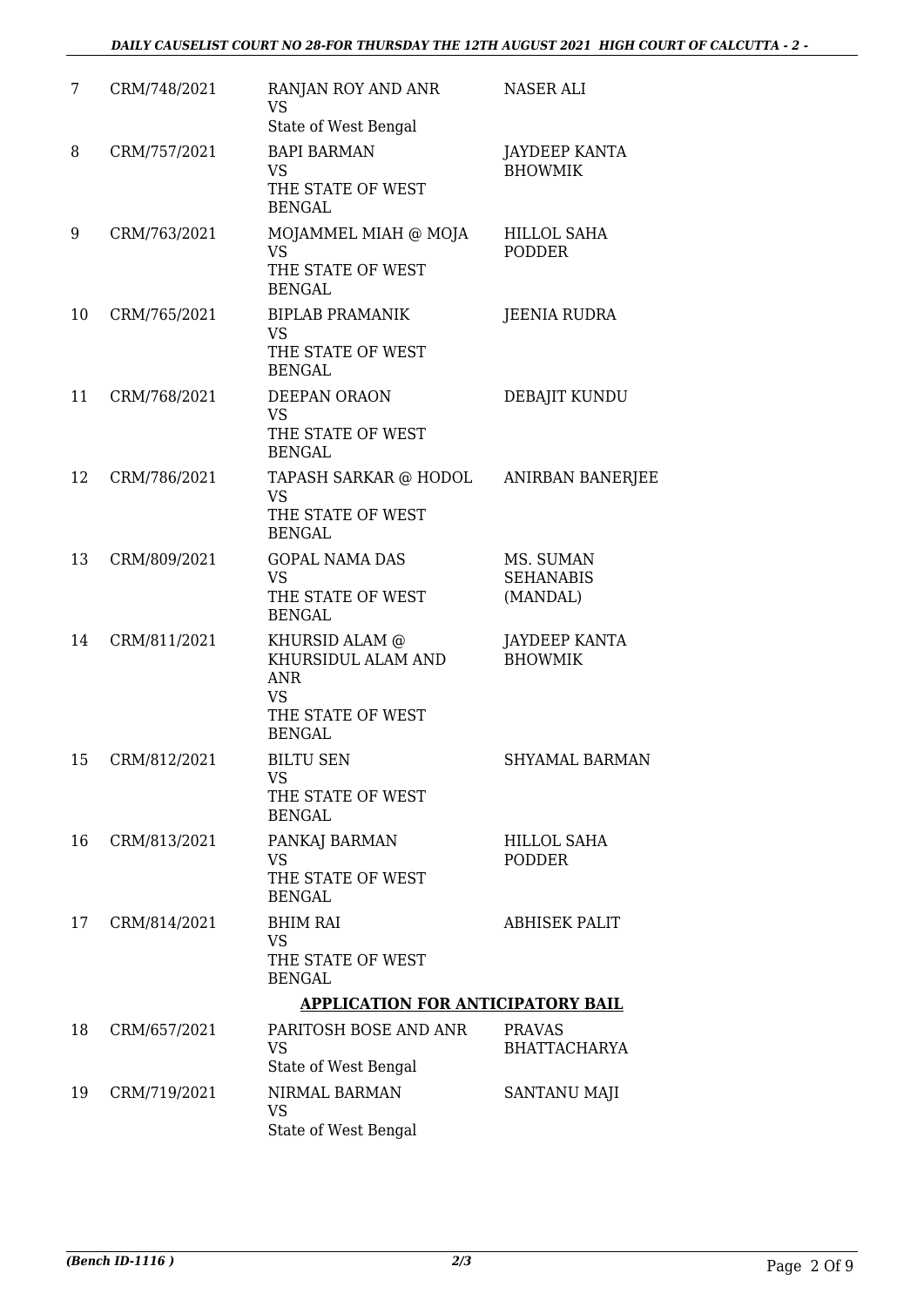| | | | |
|---|---|---|---|
| 7 | CRM/748/2021 | RANJAN ROY AND ANR<br>VS<br>State of West Bengal | NASER ALI |
| 8 | CRM/757/2021 | BAPI BARMAN<br>VS<br>THE STATE OF WEST BENGAL | JAYDEEP KANTA BHOWMIK |
| 9 | CRM/763/2021 | MOJAMMEL MIAH @ MOJA<br>VS<br>THE STATE OF WEST BENGAL | HILLOL SAHA PODDER |
| 10 | CRM/765/2021 | BIPLAB PRAMANIK<br>VS<br>THE STATE OF WEST BENGAL | JEENIA RUDRA |
| 11 | CRM/768/2021 | DEEPAN ORAON<br>VS<br>THE STATE OF WEST BENGAL | DEBAJIT KUNDU |
| 12 | CRM/786/2021 | TAPASH SARKAR @ HODOL<br>VS<br>THE STATE OF WEST BENGAL | ANIRBAN BANERJEE |
| 13 | CRM/809/2021 | GOPAL NAMA DAS<br>VS<br>THE STATE OF WEST BENGAL | MS. SUMAN SEHANABIS (MANDAL) |
| 14 | CRM/811/2021 | KHURSID ALAM @ KHURSIDUL ALAM AND ANR<br>VS<br>THE STATE OF WEST BENGAL | JAYDEEP KANTA BHOWMIK |
| 15 | CRM/812/2021 | BILTU SEN<br>VS<br>THE STATE OF WEST BENGAL | SHYAMAL BARMAN |
| 16 | CRM/813/2021 | PANKAJ BARMAN<br>VS<br>THE STATE OF WEST BENGAL | HILLOL SAHA PODDER |
| 17 | CRM/814/2021 | BHIM RAI<br>VS<br>THE STATE OF WEST BENGAL | ABHISEK PALIT |

**APPLICATION FOR ANTICIPATORY BAIL**

| | | | |
|---|---|---|---|
| 18 | CRM/657/2021 | PARITOSH BOSE AND ANR<br>VS<br>State of West Bengal | PRAVAS BHATTACHARYA |
| 19 | CRM/719/2021 | NIRMAL BARMAN<br>VS<br>State of West Bengal | SANTANU MAJI |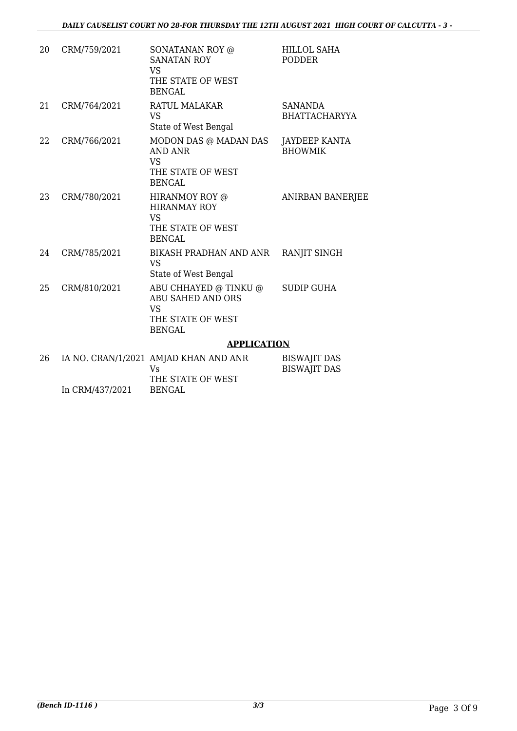| | | | |
|---|---|---|---|
| 20 | CRM/759/2021 | SONATANAN ROY @ SANATAN ROY<br>VS<br>THE STATE OF WEST BENGAL | HILLOL SAHA PODDER |
| 21 | CRM/764/2021 | RATUL MALAKAR<br>VS<br>State of West Bengal | SANANDA BHATTACHARYYA |
| 22 | CRM/766/2021 | MODON DAS @ MADAN DAS AND ANR<br>VS<br>THE STATE OF WEST BENGAL | JAYDEEP KANTA BHOWMIK |
| 23 | CRM/780/2021 | HIRANMOY ROY @ HIRANMAY ROY<br>VS<br>THE STATE OF WEST BENGAL | ANIRBAN BANERJEE |
| 24 | CRM/785/2021 | BIKASH PRADHAN AND ANR<br>VS<br>State of West Bengal | RANJIT SINGH |
| 25 | CRM/810/2021 | ABU CHHAYED @ TINKU @ ABU SAHED AND ORS<br>VS<br>THE STATE OF WEST BENGAL | SUDIP GUHA |

## APPLICATION

| | | | |
|---|---|---|---|
| 26 | IA NO. CRAN/1/2021<br>In CRM/437/2021 | AMJAD KHAN AND ANR<br>Vs<br>THE STATE OF WEST BENGAL | BISWAJIT DAS<br>BISWAJIT DAS |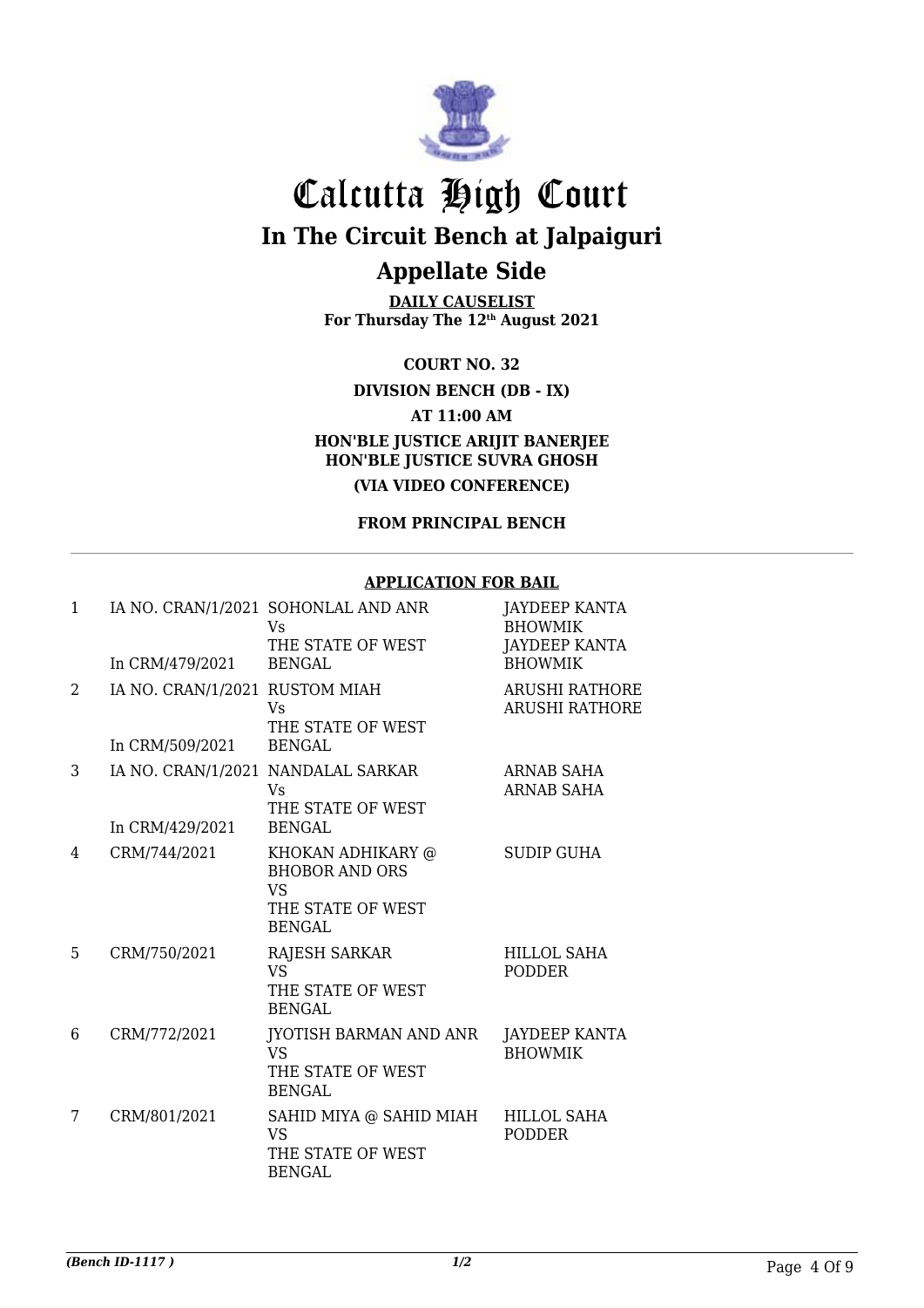# Calcutta High Court

## In The Circuit Bench at Jalpaiguri

## Appellate Side

**DAILY CAUSELIST**
**For Thursday The 12th August 2021**

**COURT NO. 32**

**DIVISION BENCH (DB - IX)**

**AT 11:00 AM**

**HON'BLE JUSTICE ARIJIT BANERJEE**
**HON'BLE JUSTICE SUVRA GHOSH**

**(VIA VIDEO CONFERENCE)**

**FROM PRINCIPAL BENCH**

**APPLICATION FOR BAIL**

| | | | |
|---|---|---|---|
| 1 | IA NO. CRAN/1/2021<br>In CRM/479/2021 | SOHONLAL AND ANR<br>Vs<br>THE STATE OF WEST BENGAL | JAYDEEP KANTA BHOWMIK<br>JAYDEEP KANTA BHOWMIK |
| 2 | IA NO. CRAN/1/2021<br>In CRM/509/2021 | RUSTOM MIAH<br>Vs<br>THE STATE OF WEST BENGAL | ARUSHI RATHORE<br>ARUSHI RATHORE |
| 3 | IA NO. CRAN/1/2021<br>In CRM/429/2021 | NANDALAL SARKAR<br>Vs<br>THE STATE OF WEST BENGAL | ARNAB SAHA<br>ARNAB SAHA |
| 4 | CRM/744/2021 | KHOKAN ADHIKARY @ BHOBOR AND ORS<br>VS<br>THE STATE OF WEST BENGAL | SUDIP GUHA |
| 5 | CRM/750/2021 | RAJESH SARKAR<br>VS<br>THE STATE OF WEST BENGAL | HILLOL SAHA PODDER |
| 6 | CRM/772/2021 | JYOTISH BARMAN AND ANR<br>VS<br>THE STATE OF WEST BENGAL | JAYDEEP KANTA BHOWMIK |
| 7 | CRM/801/2021 | SAHID MIYA @ SAHID MIAH<br>VS<br>THE STATE OF WEST BENGAL | HILLOL SAHA PODDER |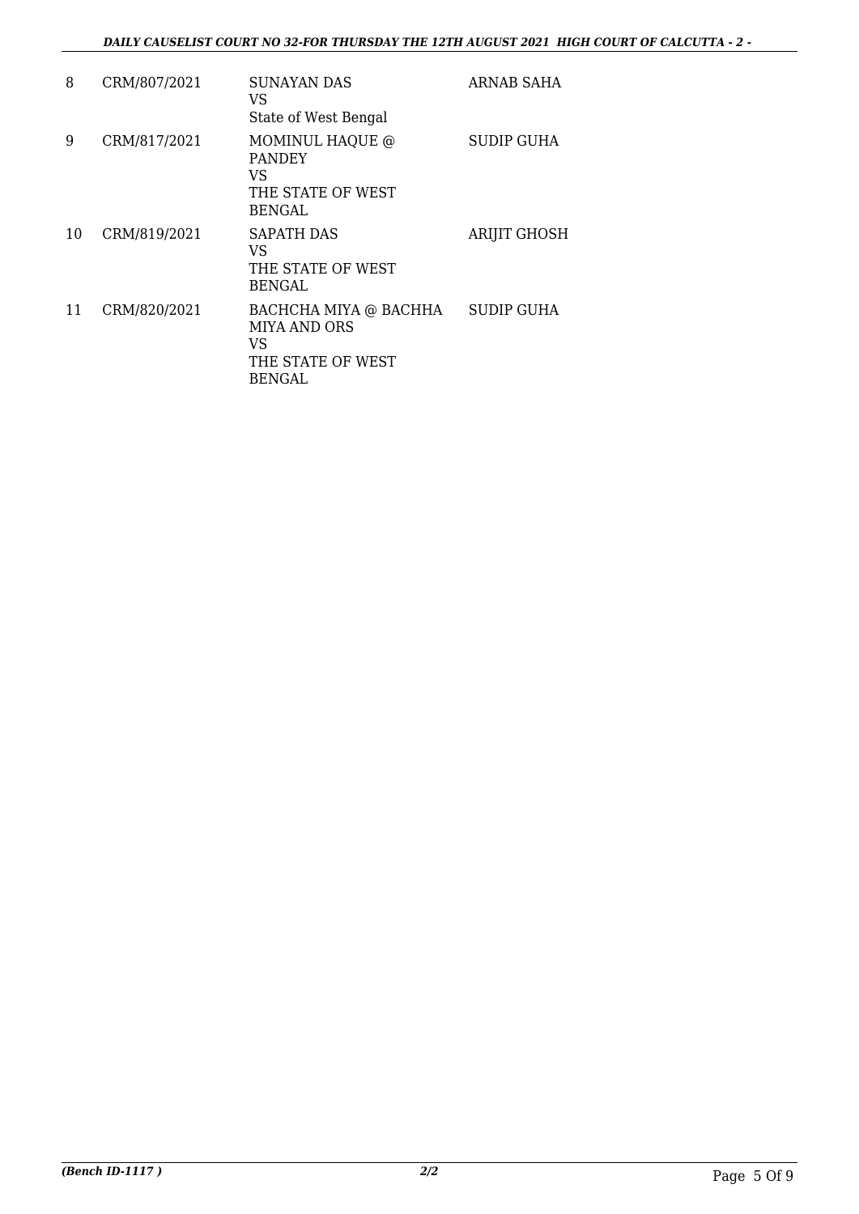| 8 | CRM/807/2021 | SUNAYAN DAS<br>VS<br>State of West Bengal | ARNAB SAHA |
|---|---|---|---|
| 9 | CRM/817/2021 | MOMINUL HAQUE @ PANDEY<br>VS<br>THE STATE OF WEST BENGAL | SUDIP GUHA |
| 10 | CRM/819/2021 | SAPATH DAS<br>VS<br>THE STATE OF WEST BENGAL | ARIJIT GHOSH |
| 11 | CRM/820/2021 | BACHCHA MIYA @ BACHHA MIYA AND ORS<br>VS<br>THE STATE OF WEST BENGAL | SUDIP GUHA |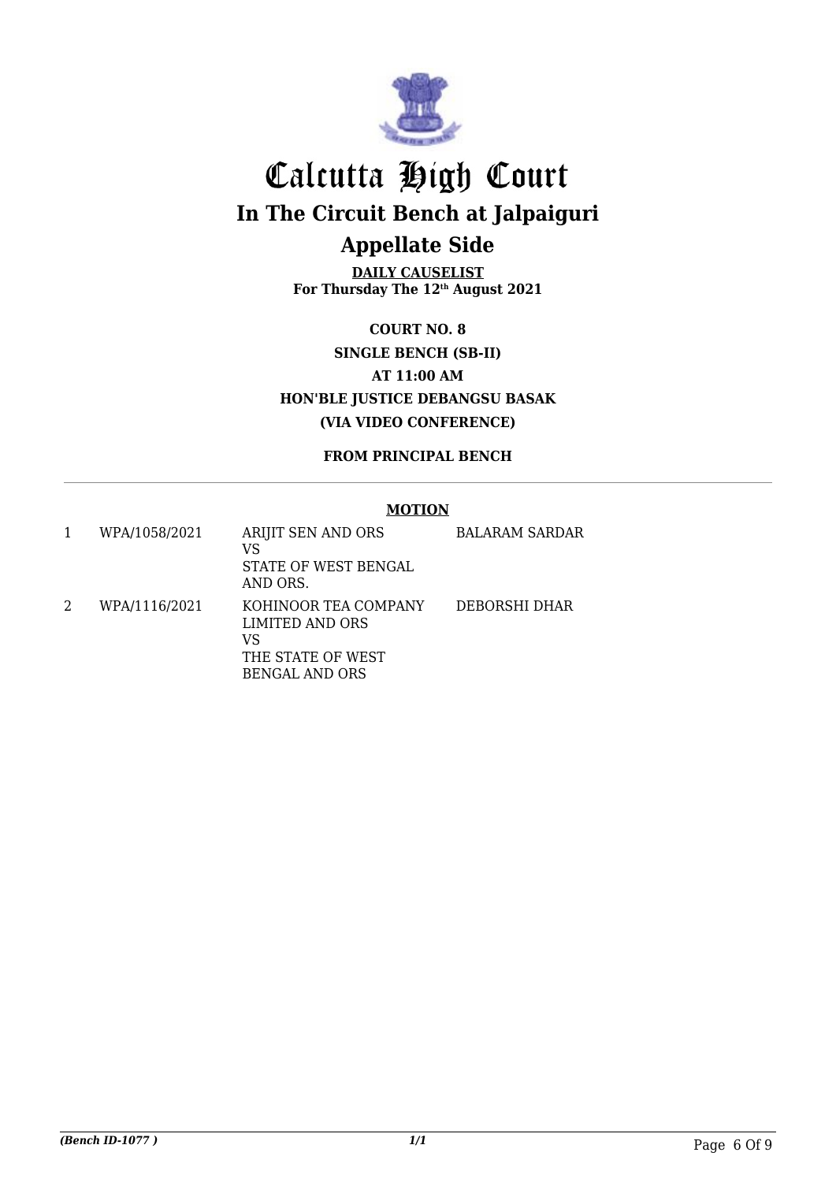# Calcutta High Court

## In The Circuit Bench at Jalpaiguri

## Appellate Side

**DAILY CAUSELIST**
**For Thursday The 12th August 2021**

**COURT NO. 8**
**SINGLE BENCH (SB-II)**
**AT 11:00 AM**
**HON'BLE JUSTICE DEBANGSU BASAK**
**(VIA VIDEO CONFERENCE)**

**FROM PRINCIPAL BENCH**

---

**MOTION**

| | | | |
|---|---|---|---|
| 1 | WPA/1058/2021 | ARIJIT SEN AND ORS<br>VS<br>STATE OF WEST BENGAL AND ORS. | BALARAM SARDAR |
| 2 | WPA/1116/2021 | KOHINOOR TEA COMPANY LIMITED AND ORS<br>VS<br>THE STATE OF WEST BENGAL AND ORS | DEBORSHI DHAR |

*(Bench ID-1077 )* *1/1*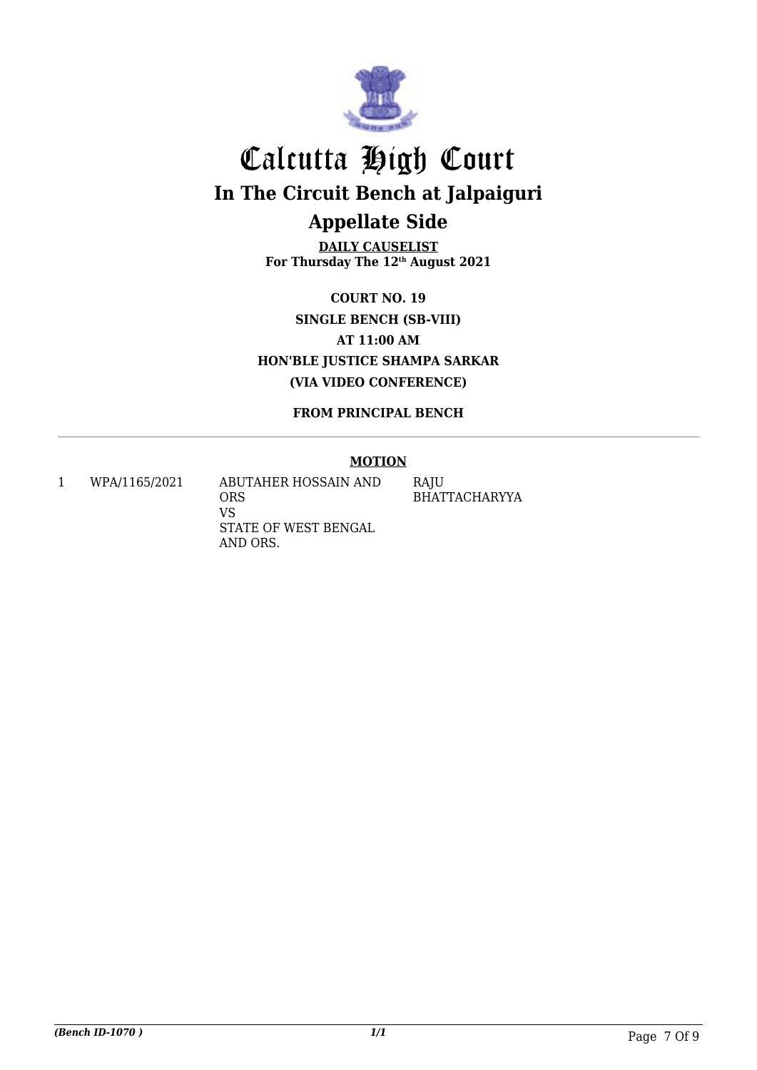# Calcutta High Court

## In The Circuit Bench at Jalpaiguri

## Appellate Side

**DAILY CAUSELIST**
**For Thursday The 12th August 2021**

**COURT NO. 19**
**SINGLE BENCH (SB-VIII)**
**AT 11:00 AM**
**HON'BLE JUSTICE SHAMPA SARKAR**
**(VIA VIDEO CONFERENCE)**

**FROM PRINCIPAL BENCH**

### MOTION

| | | | |
|---|---|---|---|
| 1 | WPA/1165/2021 | ABUTAHER HOSSAIN AND ORS<br>VS<br>STATE OF WEST BENGAL AND ORS. | RAJU BHATTACHARYYA |

*(Bench ID-1070 )* *1/1*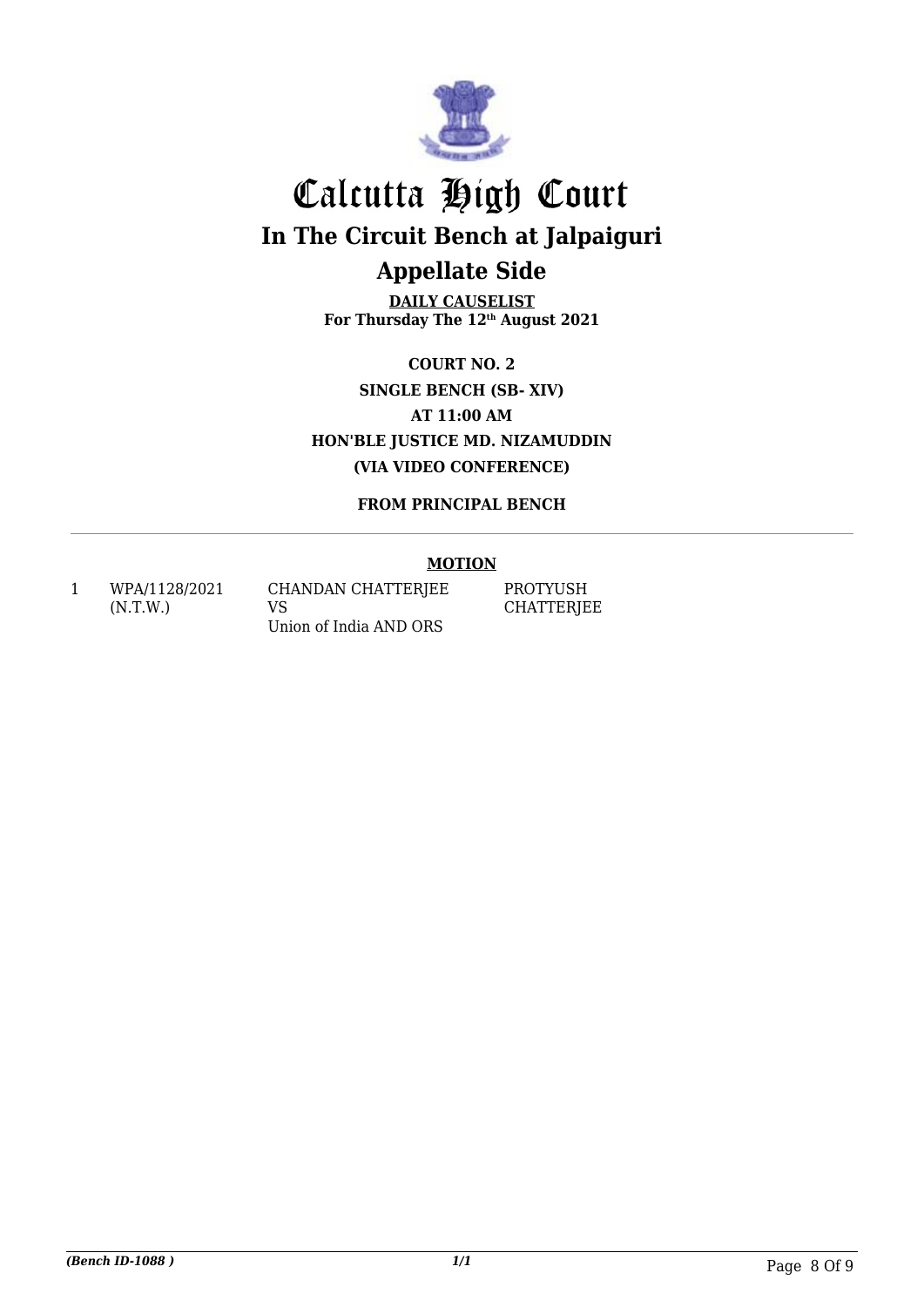# Calcutta High Court

## In The Circuit Bench at Jalpaiguri

## Appellate Side

**DAILY CAUSELIST**
**For Thursday The 12th August 2021**

**COURT NO. 2**
**SINGLE BENCH (SB- XIV)**
**AT 11:00 AM**
**HON'BLE JUSTICE MD. NIZAMUDDIN**
**(VIA VIDEO CONFERENCE)**

**FROM PRINCIPAL BENCH**

---

**MOTION**

| | | | |
|---|---|---|---|
| 1 | WPA/1128/2021 (N.T.W.) | CHANDAN CHATTERJEE VS Union of India AND ORS | PROTYUSH CHATTERJEE |

*(Bench ID-1088 )*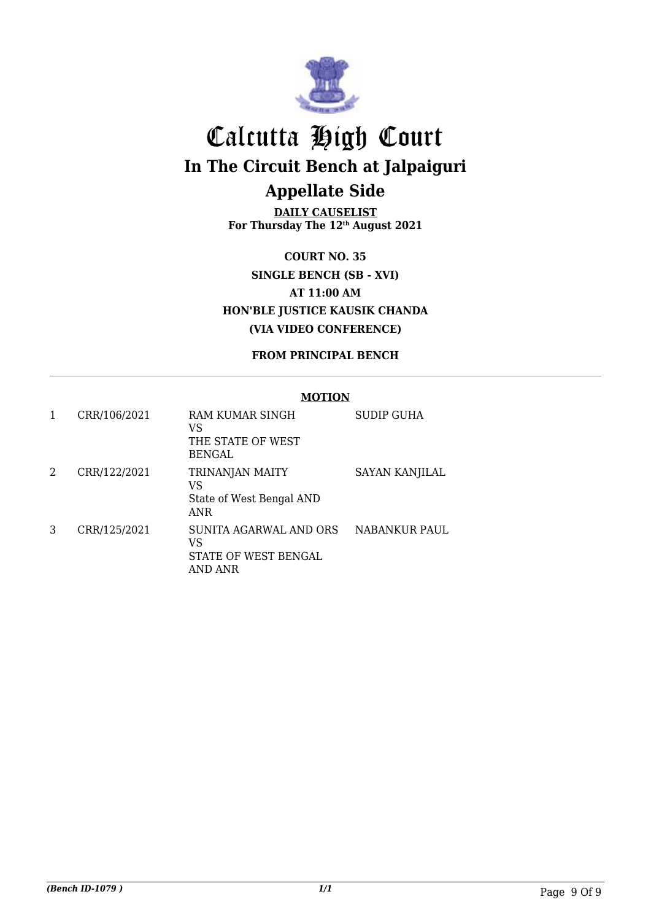# Calcutta High Court

## In The Circuit Bench at Jalpaiguri

## Appellate Side

**DAILY CAUSELIST**
**For Thursday The 12th August 2021**

**COURT NO. 35**
**SINGLE BENCH (SB - XVI)**
**AT 11:00 AM**
**HON'BLE JUSTICE KAUSIK CHANDA**
**(VIA VIDEO CONFERENCE)**

**FROM PRINCIPAL BENCH**

**MOTION**

| | | | |
|---|---|---|---|
| 1 | CRR/106/2021 | RAM KUMAR SINGH VS THE STATE OF WEST BENGAL | SUDIP GUHA |
| 2 | CRR/122/2021 | TRINANJAN MAITY VS State of West Bengal AND ANR | SAYAN KANJILAL |
| 3 | CRR/125/2021 | SUNITA AGARWAL AND ORS VS STATE OF WEST BENGAL AND ANR | NABANKUR PAUL |

*(Bench ID-1079 )* 1/1